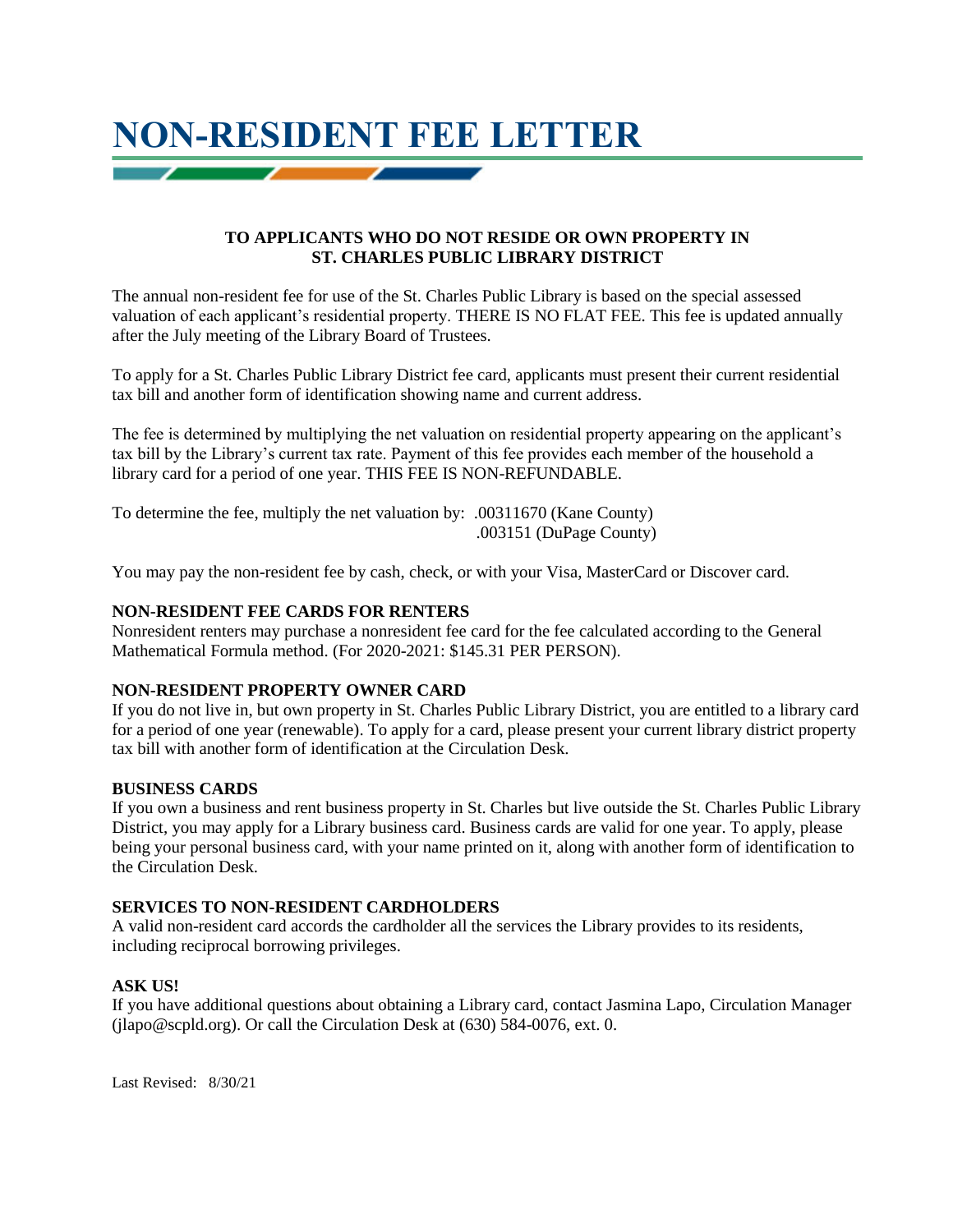# NON-RESIDENT FEE LETTER

**TO APPLICANTS WHO DO NOT RESIDE OR OWN PROPERTY IN ST. CHARLES PUBLIC LIBRARY DISTRICT**

The annual non-resident fee for use of the St. Charles Public Library is based on the special assessed valuation of each applicant's residential property. THERE IS NO FLAT FEE. This fee is updated annually after the July meeting of the Library Board of Trustees.

To apply for a St. Charles Public Library District fee card, applicants must present their current residential tax bill and another form of identification showing name and current address.

The fee is determined by multiplying the net valuation on residential property appearing on the applicant's tax bill by the Library's current tax rate. Payment of this fee provides each member of the household a library card for a period of one year. THIS FEE IS NON-REFUNDABLE.

To determine the fee, multiply the net valuation by: .00311670 (Kane County)
.003151 (DuPage County)

You may pay the non-resident fee by cash, check, or with your Visa, MasterCard or Discover card.

**NON-RESIDENT FEE CARDS FOR RENTERS**

Nonresident renters may purchase a nonresident fee card for the fee calculated according to the General Mathematical Formula method. (For 2020-2021: $145.31 PER PERSON).

**NON-RESIDENT PROPERTY OWNER CARD**

If you do not live in, but own property in St. Charles Public Library District, you are entitled to a library card for a period of one year (renewable). To apply for a card, please present your current library district property tax bill with another form of identification at the Circulation Desk.

**BUSINESS CARDS**

If you own a business and rent business property in St. Charles but live outside the St. Charles Public Library District, you may apply for a Library business card. Business cards are valid for one year. To apply, please being your personal business card, with your name printed on it, along with another form of identification to the Circulation Desk.

**SERVICES TO NON-RESIDENT CARDHOLDERS**

A valid non-resident card accords the cardholder all the services the Library provides to its residents, including reciprocal borrowing privileges.

**ASK US!**

If you have additional questions about obtaining a Library card, contact Jasmina Lapo, Circulation Manager (jlapo@scpld.org). Or call the Circulation Desk at (630) 584-0076, ext. 0.

Last Revised: 8/30/21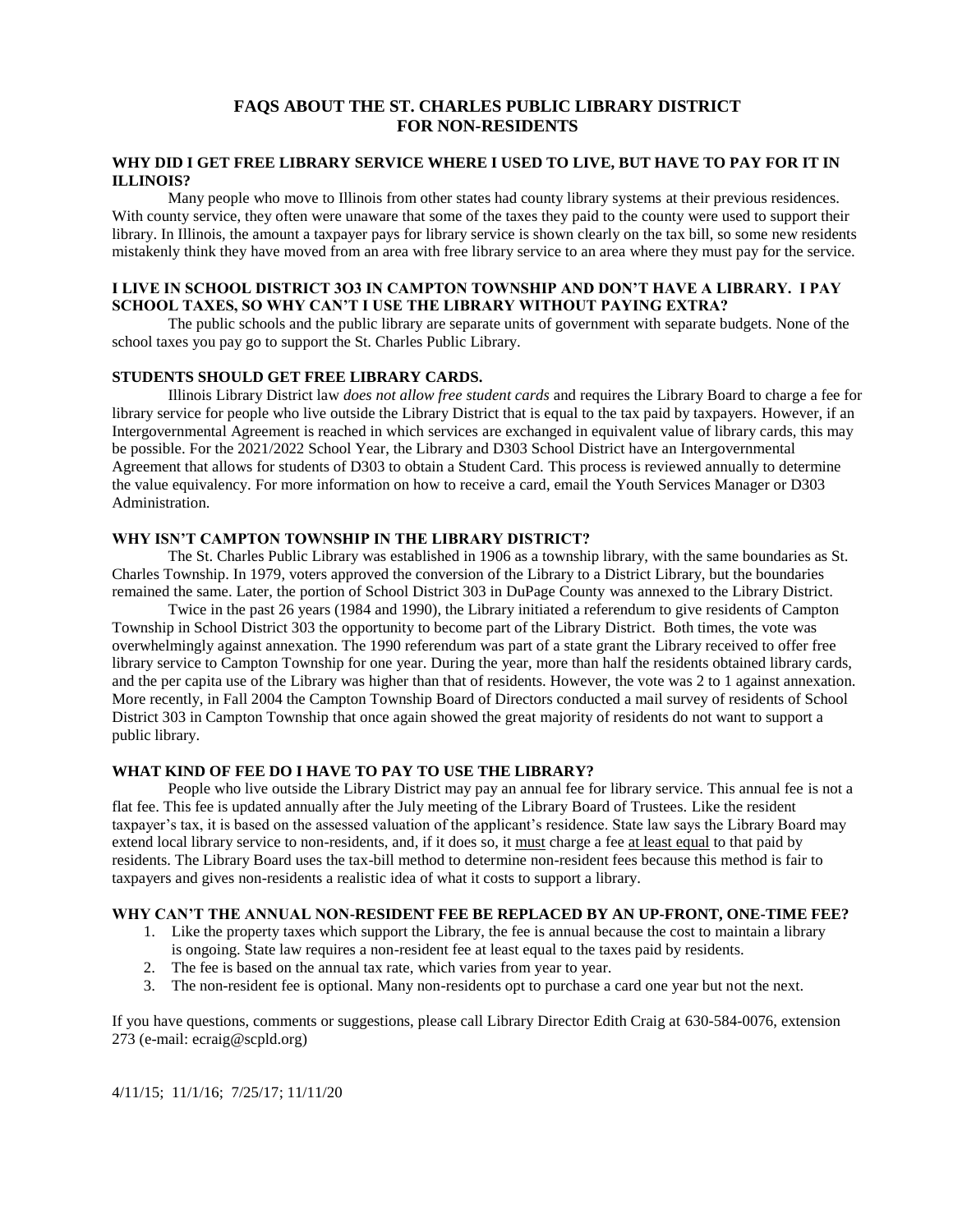# FAQS ABOUT THE ST. CHARLES PUBLIC LIBRARY DISTRICT FOR NON-RESIDENTS

## WHY DID I GET FREE LIBRARY SERVICE WHERE I USED TO LIVE, BUT HAVE TO PAY FOR IT IN ILLINOIS?

Many people who move to Illinois from other states had county library systems at their previous residences. With county service, they often were unaware that some of the taxes they paid to the county were used to support their library. In Illinois, the amount a taxpayer pays for library service is shown clearly on the tax bill, so some new residents mistakenly think they have moved from an area with free library service to an area where they must pay for the service.

## I LIVE IN SCHOOL DISTRICT 3O3 IN CAMPTON TOWNSHIP AND DON'T HAVE A LIBRARY. I PAY SCHOOL TAXES, SO WHY CAN'T I USE THE LIBRARY WITHOUT PAYING EXTRA?

The public schools and the public library are separate units of government with separate budgets. None of the school taxes you pay go to support the St. Charles Public Library.

## STUDENTS SHOULD GET FREE LIBRARY CARDS.

Illinois Library District law *does not allow free student cards* and requires the Library Board to charge a fee for library service for people who live outside the Library District that is equal to the tax paid by taxpayers. However, if an Intergovernmental Agreement is reached in which services are exchanged in equivalent value of library cards, this may be possible. For the 2021/2022 School Year, the Library and D303 School District have an Intergovernmental Agreement that allows for students of D303 to obtain a Student Card. This process is reviewed annually to determine the value equivalency. For more information on how to receive a card, email the Youth Services Manager or D303 Administration.

## WHY ISN'T CAMPTON TOWNSHIP IN THE LIBRARY DISTRICT?

The St. Charles Public Library was established in 1906 as a township library, with the same boundaries as St. Charles Township. In 1979, voters approved the conversion of the Library to a District Library, but the boundaries remained the same. Later, the portion of School District 303 in DuPage County was annexed to the Library District.

Twice in the past 26 years (1984 and 1990), the Library initiated a referendum to give residents of Campton Township in School District 303 the opportunity to become part of the Library District. Both times, the vote was overwhelmingly against annexation. The 1990 referendum was part of a state grant the Library received to offer free library service to Campton Township for one year. During the year, more than half the residents obtained library cards, and the per capita use of the Library was higher than that of residents. However, the vote was 2 to 1 against annexation. More recently, in Fall 2004 the Campton Township Board of Directors conducted a mail survey of residents of School District 303 in Campton Township that once again showed the great majority of residents do not want to support a public library.

## WHAT KIND OF FEE DO I HAVE TO PAY TO USE THE LIBRARY?

People who live outside the Library District may pay an annual fee for library service. This annual fee is not a flat fee. This fee is updated annually after the July meeting of the Library Board of Trustees. Like the resident taxpayer's tax, it is based on the assessed valuation of the applicant's residence. State law says the Library Board may extend local library service to non-residents, and, if it does so, it must charge a fee at least equal to that paid by residents. The Library Board uses the tax-bill method to determine non-resident fees because this method is fair to taxpayers and gives non-residents a realistic idea of what it costs to support a library.

## WHY CAN'T THE ANNUAL NON-RESIDENT FEE BE REPLACED BY AN UP-FRONT, ONE-TIME FEE?

1. Like the property taxes which support the Library, the fee is annual because the cost to maintain a library is ongoing. State law requires a non-resident fee at least equal to the taxes paid by residents.
2. The fee is based on the annual tax rate, which varies from year to year.
3. The non-resident fee is optional. Many non-residents opt to purchase a card one year but not the next.

If you have questions, comments or suggestions, please call Library Director Edith Craig at 630-584-0076, extension 273 (e-mail: ecraig@scpld.org)

4/11/15; 11/1/16; 7/25/17; 11/11/20